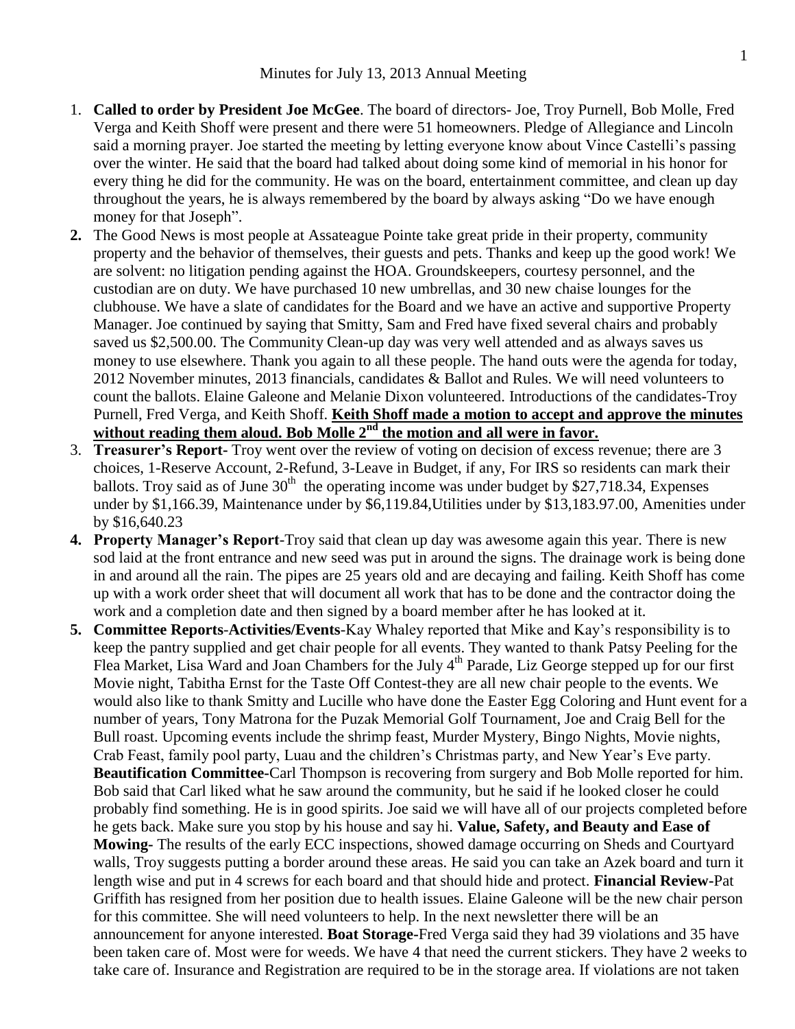Minutes for July 13, 2013 Annual Meeting

1. **Called to order by President Joe McGee**. The board of directors- Joe, Troy Purnell, Bob Molle, Fred Verga and Keith Shoff were present and there were 51 homeowners. Pledge of Allegiance and Lincoln said a morning prayer. Joe started the meeting by letting everyone know about Vince Castelli's passing over the winter. He said that the board had talked about doing some kind of memorial in his honor for every thing he did for the community. He was on the board, entertainment committee, and clean up day throughout the years, he is always remembered by the board by always asking "Do we have enough money for that Joseph".
2. The Good News is most people at Assateague Pointe take great pride in their property, community property and the behavior of themselves, their guests and pets. Thanks and keep up the good work! We are solvent: no litigation pending against the HOA. Groundskeepers, courtesy personnel, and the custodian are on duty. We have purchased 10 new umbrellas, and 30 new chaise lounges for the clubhouse. We have a slate of candidates for the Board and we have an active and supportive Property Manager. Joe continued by saying that Smitty, Sam and Fred have fixed several chairs and probably saved us $2,500.00. The Community Clean-up day was very well attended and as always saves us money to use elsewhere. Thank you again to all these people. The hand outs were the agenda for today, 2012 November minutes, 2013 financials, candidates & Ballot and Rules. We will need volunteers to count the ballots. Elaine Galeone and Melanie Dixon volunteered. Introductions of the candidates-Troy Purnell, Fred Verga, and Keith Shoff. **Keith Shoff made a motion to accept and approve the minutes without reading them aloud. Bob Molle 2nd the motion and all were in favor.**
3. **Treasurer's Report**- Troy went over the review of voting on decision of excess revenue; there are 3 choices, 1-Reserve Account, 2-Refund, 3-Leave in Budget, if any, For IRS so residents can mark their ballots. Troy said as of June 30th the operating income was under budget by $27,718.34, Expenses under by $1,166.39, Maintenance under by $6,119.84,Utilities under by $13,183.97.00, Amenities under by $16,640.23
4. **Property Manager's Report**-Troy said that clean up day was awesome again this year. There is new sod laid at the front entrance and new seed was put in around the signs. The drainage work is being done in and around all the rain. The pipes are 25 years old and are decaying and failing. Keith Shoff has come up with a work order sheet that will document all work that has to be done and the contractor doing the work and a completion date and then signed by a board member after he has looked at it.
5. **Committee Reports**-**Activities/Events**-Kay Whaley reported that Mike and Kay's responsibility is to keep the pantry supplied and get chair people for all events. They wanted to thank Patsy Peeling for the Flea Market, Lisa Ward and Joan Chambers for the July 4th Parade, Liz George stepped up for our first Movie night, Tabitha Ernst for the Taste Off Contest-they are all new chair people to the events. We would also like to thank Smitty and Lucille who have done the Easter Egg Coloring and Hunt event for a number of years, Tony Matrona for the Puzak Memorial Golf Tournament, Joe and Craig Bell for the Bull roast. Upcoming events include the shrimp feast, Murder Mystery, Bingo Nights, Movie nights, Crab Feast, family pool party, Luau and the children's Christmas party, and New Year's Eve party. **Beautification Committee-**Carl Thompson is recovering from surgery and Bob Molle reported for him. Bob said that Carl liked what he saw around the community, but he said if he looked closer he could probably find something. He is in good spirits. Joe said we will have all of our projects completed before he gets back. Make sure you stop by his house and say hi. **Value, Safety, and Beauty and Ease of Mowing-** The results of the early ECC inspections, showed damage occurring on Sheds and Courtyard walls, Troy suggests putting a border around these areas. He said you can take an Azek board and turn it length wise and put in 4 screws for each board and that should hide and protect. **Financial Review-**Pat Griffith has resigned from her position due to health issues. Elaine Galeone will be the new chair person for this committee. She will need volunteers to help. In the next newsletter there will be an announcement for anyone interested. **Boat Storage-**Fred Verga said they had 39 violations and 35 have been taken care of. Most were for weeds. We have 4 that need the current stickers. They have 2 weeks to take care of. Insurance and Registration are required to be in the storage area. If violations are not taken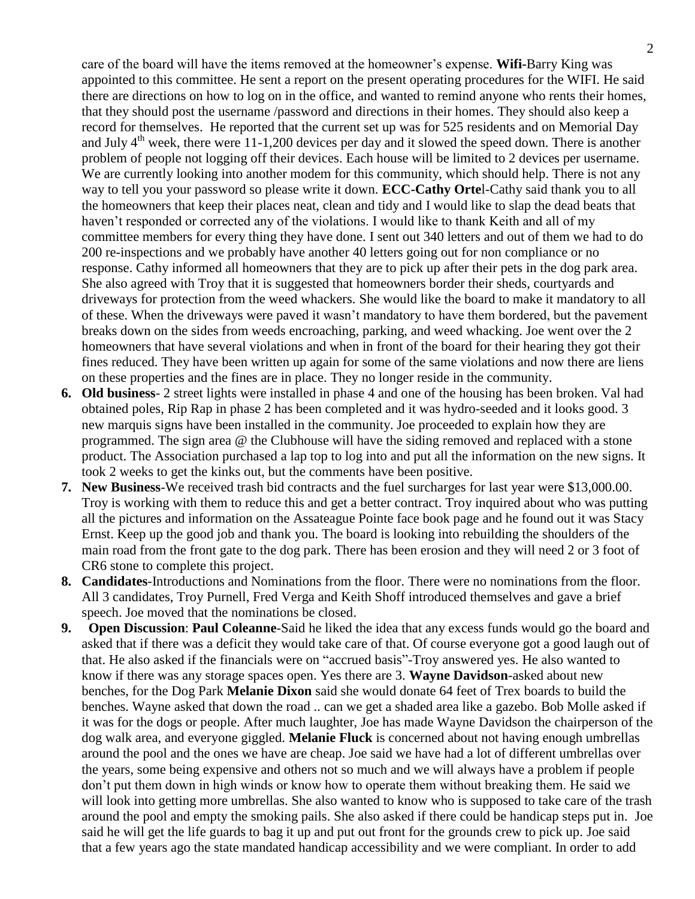care of the board will have the items removed at the homeowner's expense. **Wifi-**Barry King was appointed to this committee. He sent a report on the present operating procedures for the WIFI. He said there are directions on how to log on in the office, and wanted to remind anyone who rents their homes, that they should post the username /password and directions in their homes. They should also keep a record for themselves. He reported that the current set up was for 525 residents and on Memorial Day and July 4th week, there were 11-1,200 devices per day and it slowed the speed down. There is another problem of people not logging off their devices. Each house will be limited to 2 devices per username. We are currently looking into another modem for this community, which should help. There is not any way to tell you your password so please write it down. **ECC-Cathy Orte**l-Cathy said thank you to all the homeowners that keep their places neat, clean and tidy and I would like to slap the dead beats that haven't responded or corrected any of the violations. I would like to thank Keith and all of my committee members for every thing they have done. I sent out 340 letters and out of them we had to do 200 re-inspections and we probably have another 40 letters going out for non compliance or no response. Cathy informed all homeowners that they are to pick up after their pets in the dog park area. She also agreed with Troy that it is suggested that homeowners border their sheds, courtyards and driveways for protection from the weed whackers. She would like the board to make it mandatory to all of these. When the driveways were paved it wasn't mandatory to have them bordered, but the pavement breaks down on the sides from weeds encroaching, parking, and weed whacking. Joe went over the 2 homeowners that have several violations and when in front of the board for their hearing they got their fines reduced. They have been written up again for some of the same violations and now there are liens on these properties and the fines are in place. They no longer reside in the community.

6. **Old business**- 2 street lights were installed in phase 4 and one of the housing has been broken. Val had obtained poles, Rip Rap in phase 2 has been completed and it was hydro-seeded and it looks good. 3 new marquis signs have been installed in the community. Joe proceeded to explain how they are programmed. The sign area @ the Clubhouse will have the siding removed and replaced with a stone product. The Association purchased a lap top to log into and put all the information on the new signs. It took 2 weeks to get the kinks out, but the comments have been positive.
7. **New Business**-We received trash bid contracts and the fuel surcharges for last year were $13,000.00. Troy is working with them to reduce this and get a better contract. Troy inquired about who was putting all the pictures and information on the Assateague Pointe face book page and he found out it was Stacy Ernst. Keep up the good job and thank you. The board is looking into rebuilding the shoulders of the main road from the front gate to the dog park. There has been erosion and they will need 2 or 3 foot of CR6 stone to complete this project.
8. **Candidates**-Introductions and Nominations from the floor. There were no nominations from the floor. All 3 candidates, Troy Purnell, Fred Verga and Keith Shoff introduced themselves and gave a brief speech. Joe moved that the nominations be closed.
9. **Open Discussion**: **Paul Coleanne**-Said he liked the idea that any excess funds would go the board and asked that if there was a deficit they would take care of that. Of course everyone got a good laugh out of that. He also asked if the financials were on "accrued basis"-Troy answered yes. He also wanted to know if there was any storage spaces open. Yes there are 3. **Wayne Davidson**-asked about new benches, for the Dog Park **Melanie Dixon** said she would donate 64 feet of Trex boards to build the benches. Wayne asked that down the road .. can we get a shaded area like a gazebo. Bob Molle asked if it was for the dogs or people. After much laughter, Joe has made Wayne Davidson the chairperson of the dog walk area, and everyone giggled. **Melanie Fluck** is concerned about not having enough umbrellas around the pool and the ones we have are cheap. Joe said we have had a lot of different umbrellas over the years, some being expensive and others not so much and we will always have a problem if people don't put them down in high winds or know how to operate them without breaking them. He said we will look into getting more umbrellas. She also wanted to know who is supposed to take care of the trash around the pool and empty the smoking pails. She also asked if there could be handicap steps put in. Joe said he will get the life guards to bag it up and put out front for the grounds crew to pick up. Joe said that a few years ago the state mandated handicap accessibility and we were compliant. In order to add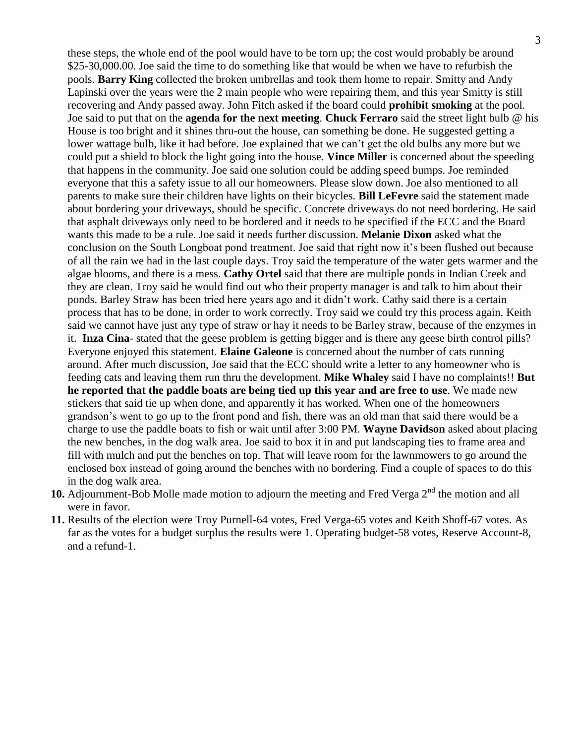these steps, the whole end of the pool would have to be torn up; the cost would probably be around $25-30,000.00. Joe said the time to do something like that would be when we have to refurbish the pools. **Barry King** collected the broken umbrellas and took them home to repair. Smitty and Andy Lapinski over the years were the 2 main people who were repairing them, and this year Smitty is still recovering and Andy passed away. John Fitch asked if the board could **prohibit smoking** at the pool. Joe said to put that on the **agenda for the next meeting**. **Chuck Ferraro** said the street light bulb @ his House is too bright and it shines thru-out the house, can something be done. He suggested getting a lower wattage bulb, like it had before. Joe explained that we can't get the old bulbs any more but we could put a shield to block the light going into the house. **Vince Miller** is concerned about the speeding that happens in the community. Joe said one solution could be adding speed bumps. Joe reminded everyone that this a safety issue to all our homeowners. Please slow down. Joe also mentioned to all parents to make sure their children have lights on their bicycles. **Bill LeFevre** said the statement made about bordering your driveways, should be specific. Concrete driveways do not need bordering. He said that asphalt driveways only need to be bordered and it needs to be specified if the ECC and the Board wants this made to be a rule. Joe said it needs further discussion. **Melanie Dixon** asked what the conclusion on the South Longboat pond treatment. Joe said that right now it's been flushed out because of all the rain we had in the last couple days. Troy said the temperature of the water gets warmer and the algae blooms, and there is a mess. **Cathy Ortel** said that there are multiple ponds in Indian Creek and they are clean. Troy said he would find out who their property manager is and talk to him about their ponds. Barley Straw has been tried here years ago and it didn't work. Cathy said there is a certain process that has to be done, in order to work correctly. Troy said we could try this process again. Keith said we cannot have just any type of straw or hay it needs to be Barley straw, because of the enzymes in it. **Inza Cina**- stated that the geese problem is getting bigger and is there any geese birth control pills? Everyone enjoyed this statement. **Elaine Galeone** is concerned about the number of cats running around. After much discussion, Joe said that the ECC should write a letter to any homeowner who is feeding cats and leaving them run thru the development. **Mike Whaley** said I have no complaints!! **But he reported that the paddle boats are being tied up this year and are free to use**. We made new stickers that said tie up when done, and apparently it has worked. When one of the homeowners grandson's went to go up to the front pond and fish, there was an old man that said there would be a charge to use the paddle boats to fish or wait until after 3:00 PM. **Wayne Davidson** asked about placing the new benches, in the dog walk area. Joe said to box it in and put landscaping ties to frame area and fill with mulch and put the benches on top. That will leave room for the lawnmowers to go around the enclosed box instead of going around the benches with no bordering. Find a couple of spaces to do this in the dog walk area.

10. Adjournment-Bob Molle made motion to adjourn the meeting and Fred Verga 2nd the motion and all were in favor.
11. Results of the election were Troy Purnell-64 votes, Fred Verga-65 votes and Keith Shoff-67 votes. As far as the votes for a budget surplus the results were 1. Operating budget-58 votes, Reserve Account-8, and a refund-1.